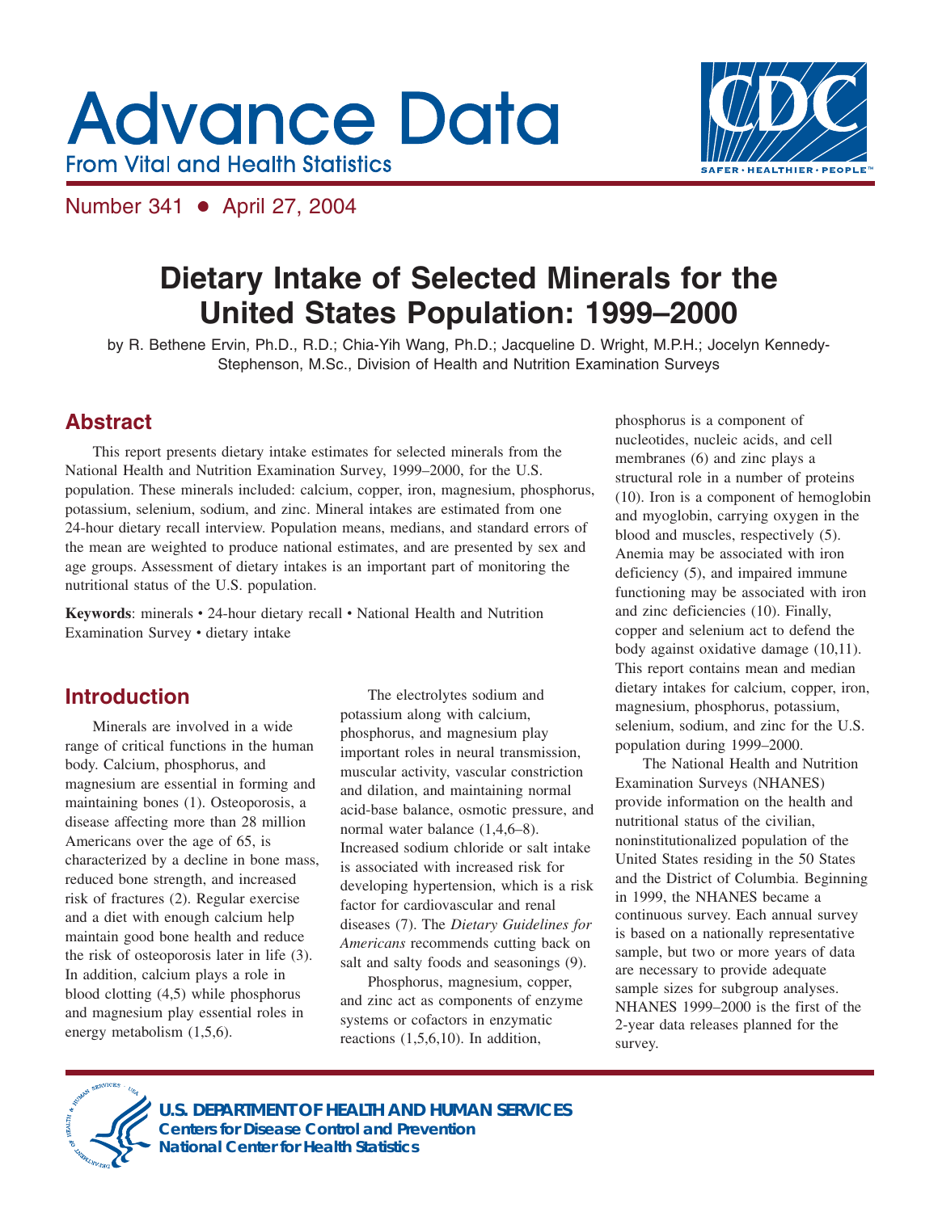# Advance Data

From Vital and Health Statistics

Number 341 • April 27, 2004

## Dietary Intake of Selected Minerals for the United States Population: 1999–2000

by R. Bethene Ervin, Ph.D., R.D.; Chia-Yih Wang, Ph.D.; Jacqueline D. Wright, M.P.H.; Jocelyn Kennedy-Stephenson, M.Sc., Division of Health and Nutrition Examination Surveys

## Abstract

This report presents dietary intake estimates for selected minerals from the National Health and Nutrition Examination Survey, 1999–2000, for the U.S. population. These minerals included: calcium, copper, iron, magnesium, phosphorus, potassium, selenium, sodium, and zinc. Mineral intakes are estimated from one 24-hour dietary recall interview. Population means, medians, and standard errors of the mean are weighted to produce national estimates, and are presented by sex and age groups. Assessment of dietary intakes is an important part of monitoring the nutritional status of the U.S. population.

**Keywords**: minerals • 24-hour dietary recall • National Health and Nutrition Examination Survey • dietary intake

## Introduction

Minerals are involved in a wide range of critical functions in the human body. Calcium, phosphorus, and magnesium are essential in forming and maintaining bones (1). Osteoporosis, a disease affecting more than 28 million Americans over the age of 65, is characterized by a decline in bone mass, reduced bone strength, and increased risk of fractures (2). Regular exercise and a diet with enough calcium help maintain good bone health and reduce the risk of osteoporosis later in life (3). In addition, calcium plays a role in blood clotting (4,5) while phosphorus and magnesium play essential roles in energy metabolism (1,5,6).

The electrolytes sodium and potassium along with calcium, phosphorus, and magnesium play important roles in neural transmission, muscular activity, vascular constriction and dilation, and maintaining normal acid-base balance, osmotic pressure, and normal water balance (1,4,6–8). Increased sodium chloride or salt intake is associated with increased risk for developing hypertension, which is a risk factor for cardiovascular and renal diseases (7). The *Dietary Guidelines for Americans* recommends cutting back on salt and salty foods and seasonings (9).

Phosphorus, magnesium, copper, and zinc act as components of enzyme systems or cofactors in enzymatic reactions (1,5,6,10). In addition, phosphorus is a component of nucleotides, nucleic acids, and cell membranes (6) and zinc plays a structural role in a number of proteins (10). Iron is a component of hemoglobin and myoglobin, carrying oxygen in the blood and muscles, respectively (5). Anemia may be associated with iron deficiency (5), and impaired immune functioning may be associated with iron and zinc deficiencies (10). Finally, copper and selenium act to defend the body against oxidative damage (10,11). This report contains mean and median dietary intakes for calcium, copper, iron, magnesium, phosphorus, potassium, selenium, sodium, and zinc for the U.S. population during 1999–2000.

The National Health and Nutrition Examination Surveys (NHANES) provide information on the health and nutritional status of the civilian, noninstitutionalized population of the United States residing in the 50 States and the District of Columbia. Beginning in 1999, the NHANES became a continuous survey. Each annual survey is based on a nationally representative sample, but two or more years of data are necessary to provide adequate sample sizes for subgroup analyses. NHANES 1999–2000 is the first of the 2-year data releases planned for the survey.

**U.S. DEPARTMENT OF HEALTH AND HUMAN SERVICES**
**Centers for Disease Control and Prevention**
**National Center for Health Statistics**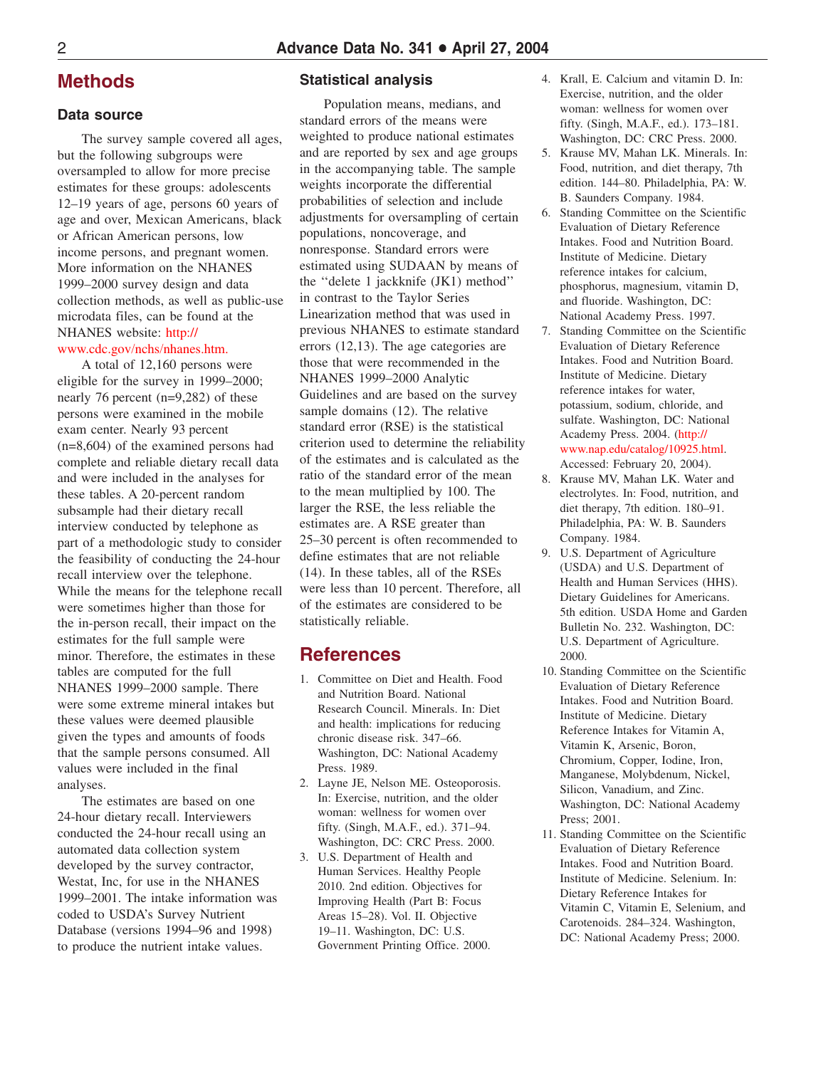## Methods

### Data source

The survey sample covered all ages, but the following subgroups were oversampled to allow for more precise estimates for these groups: adolescents 12–19 years of age, persons 60 years of age and over, Mexican Americans, black or African American persons, low income persons, and pregnant women. More information on the NHANES 1999–2000 survey design and data collection methods, as well as public-use microdata files, can be found at the NHANES website: http://www.cdc.gov/nchs/nhanes.htm.

A total of 12,160 persons were eligible for the survey in 1999–2000; nearly 76 percent (n=9,282) of these persons were examined in the mobile exam center. Nearly 93 percent (n=8,604) of the examined persons had complete and reliable dietary recall data and were included in the analyses for these tables. A 20-percent random subsample had their dietary recall interview conducted by telephone as part of a methodologic study to consider the feasibility of conducting the 24-hour recall interview over the telephone. While the means for the telephone recall were sometimes higher than those for the in-person recall, their impact on the estimates for the full sample were minor. Therefore, the estimates in these tables are computed for the full NHANES 1999–2000 sample. There were some extreme mineral intakes but these values were deemed plausible given the types and amounts of foods that the sample persons consumed. All values were included in the final analyses.

The estimates are based on one 24-hour dietary recall. Interviewers conducted the 24-hour recall using an automated data collection system developed by the survey contractor, Westat, Inc, for use in the NHANES 1999–2001. The intake information was coded to USDA's Survey Nutrient Database (versions 1994–96 and 1998) to produce the nutrient intake values.

### Statistical analysis

Population means, medians, and standard errors of the means were weighted to produce national estimates and are reported by sex and age groups in the accompanying table. The sample weights incorporate the differential probabilities of selection and include adjustments for oversampling of certain populations, noncoverage, and nonresponse. Standard errors were estimated using SUDAAN by means of the ''delete 1 jackknife (JK1) method'' in contrast to the Taylor Series Linearization method that was used in previous NHANES to estimate standard errors (12,13). The age categories are those that were recommended in the NHANES 1999–2000 Analytic Guidelines and are based on the survey sample domains (12). The relative standard error (RSE) is the statistical criterion used to determine the reliability of the estimates and is calculated as the ratio of the standard error of the mean to the mean multiplied by 100. The larger the RSE, the less reliable the estimates are. A RSE greater than 25–30 percent is often recommended to define estimates that are not reliable (14). In these tables, all of the RSEs were less than 10 percent. Therefore, all of the estimates are considered to be statistically reliable.

## References

1. Committee on Diet and Health. Food and Nutrition Board. National Research Council. Minerals. In: Diet and health: implications for reducing chronic disease risk. 347–66. Washington, DC: National Academy Press. 1989.
2. Layne JE, Nelson ME. Osteoporosis. In: Exercise, nutrition, and the older woman: wellness for women over fifty. (Singh, M.A.F., ed.). 371–94. Washington, DC: CRC Press. 2000.
3. U.S. Department of Health and Human Services. Healthy People 2010. 2nd edition. Objectives for Improving Health (Part B: Focus Areas 15–28). Vol. II. Objective 19–11. Washington, DC: U.S. Government Printing Office. 2000.
4. Krall, E. Calcium and vitamin D. In: Exercise, nutrition, and the older woman: wellness for women over fifty. (Singh, M.A.F., ed.). 173–181. Washington, DC: CRC Press. 2000.
5. Krause MV, Mahan LK. Minerals. In: Food, nutrition, and diet therapy, 7th edition. 144–80. Philadelphia, PA: W. B. Saunders Company. 1984.
6. Standing Committee on the Scientific Evaluation of Dietary Reference Intakes. Food and Nutrition Board. Institute of Medicine. Dietary reference intakes for calcium, phosphorus, magnesium, vitamin D, and fluoride. Washington, DC: National Academy Press. 1997.
7. Standing Committee on the Scientific Evaluation of Dietary Reference Intakes. Food and Nutrition Board. Institute of Medicine. Dietary reference intakes for water, potassium, sodium, chloride, and sulfate. Washington, DC: National Academy Press. 2004. (http://www.nap.edu/catalog/10925.html. Accessed: February 20, 2004).
8. Krause MV, Mahan LK. Water and electrolytes. In: Food, nutrition, and diet therapy, 7th edition. 180–91. Philadelphia, PA: W. B. Saunders Company. 1984.
9. U.S. Department of Agriculture (USDA) and U.S. Department of Health and Human Services (HHS). Dietary Guidelines for Americans. 5th edition. USDA Home and Garden Bulletin No. 232. Washington, DC: U.S. Department of Agriculture. 2000.
10. Standing Committee on the Scientific Evaluation of Dietary Reference Intakes. Food and Nutrition Board. Institute of Medicine. Dietary Reference Intakes for Vitamin A, Vitamin K, Arsenic, Boron, Chromium, Copper, Iodine, Iron, Manganese, Molybdenum, Nickel, Silicon, Vanadium, and Zinc. Washington, DC: National Academy Press; 2001.
11. Standing Committee on the Scientific Evaluation of Dietary Reference Intakes. Food and Nutrition Board. Institute of Medicine. Selenium. In: Dietary Reference Intakes for Vitamin C, Vitamin E, Selenium, and Carotenoids. 284–324. Washington, DC: National Academy Press; 2000.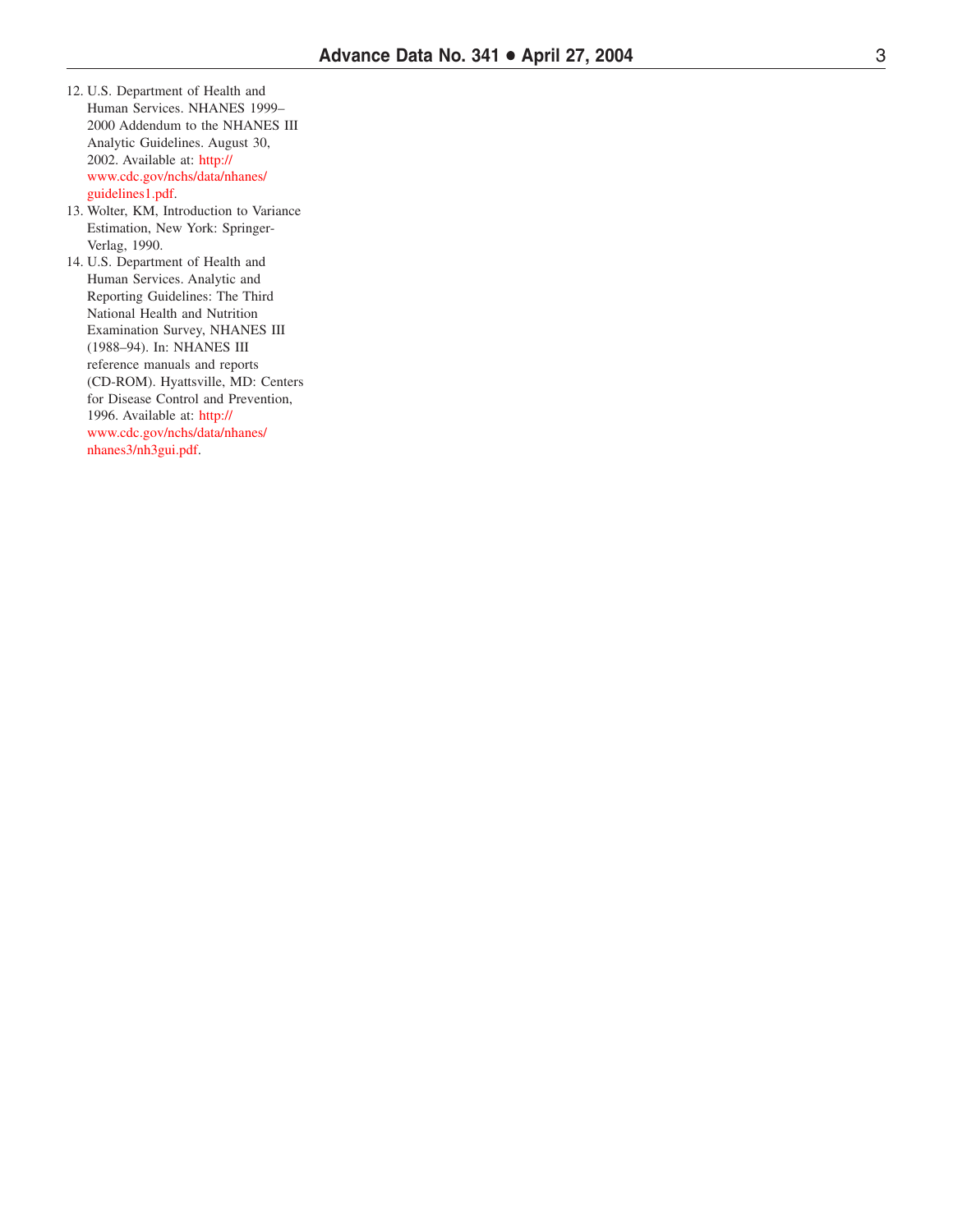12. U.S. Department of Health and Human Services. NHANES 1999–2000 Addendum to the NHANES III Analytic Guidelines. August 30, 2002. Available at: http://www.cdc.gov/nchs/data/nhanes/guidelines1.pdf.
13. Wolter, KM, Introduction to Variance Estimation, New York: Springer-Verlag, 1990.
14. U.S. Department of Health and Human Services. Analytic and Reporting Guidelines: The Third National Health and Nutrition Examination Survey, NHANES III (1988–94). In: NHANES III reference manuals and reports (CD-ROM). Hyattsville, MD: Centers for Disease Control and Prevention, 1996. Available at: http://www.cdc.gov/nchs/data/nhanes/nhanes3/nh3gui.pdf.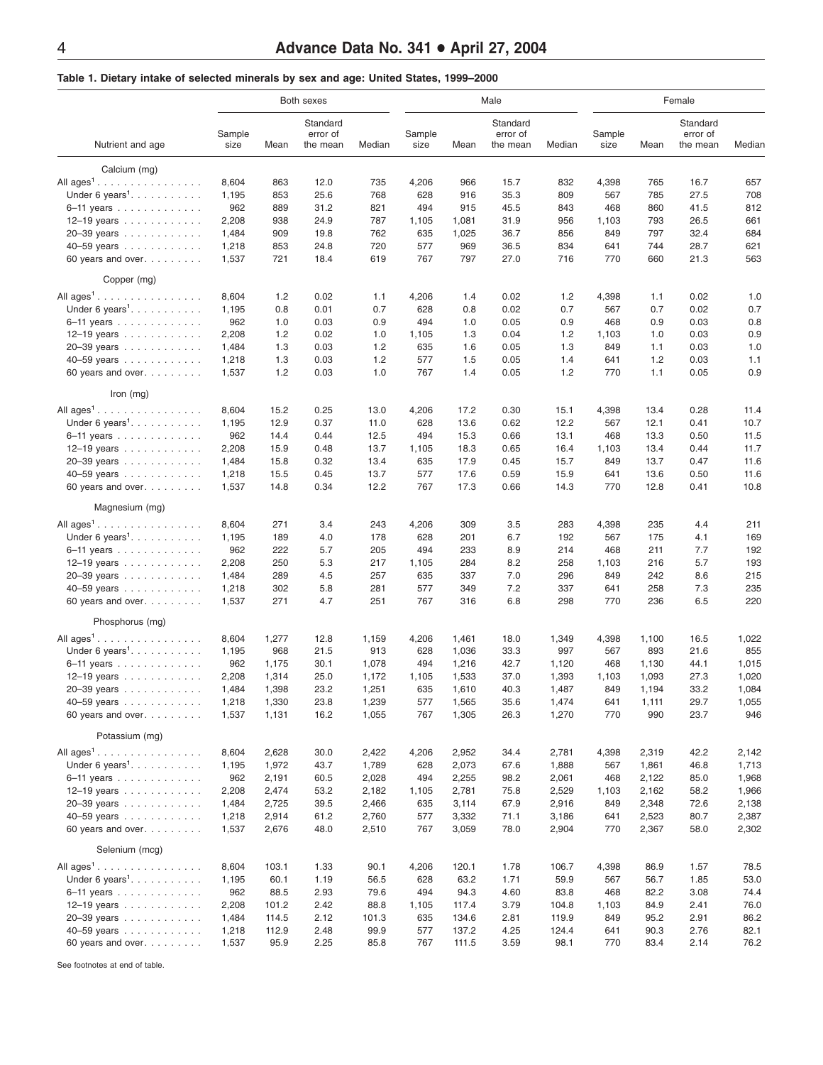**Table 1. Dietary intake of selected minerals by sex and age: United States, 1999–2000**

| Nutrient and age | Both sexes | | | | Male | | | | Female | | | |
|---|---|---|---|---|---|---|---|---|---|---|---|---|
| | Sample size | Mean | Standard error of the mean | Median | Sample size | Mean | Standard error of the mean | Median | Sample size | Mean | Standard error of the mean | Median |
| **Calcium (mg)** | | | | | | | | | | | | |
| All ages[1] | 8,604 | 863 | 12.0 | 735 | 4,206 | 966 | 15.7 | 832 | 4,398 | 765 | 16.7 | 657 |
| Under 6 years[1] | 1,195 | 853 | 25.6 | 768 | 628 | 916 | 35.3 | 809 | 567 | 785 | 27.5 | 708 |
| 6–11 years | 962 | 889 | 31.2 | 821 | 494 | 915 | 45.5 | 843 | 468 | 860 | 41.5 | 812 |
| 12–19 years | 2,208 | 938 | 24.9 | 787 | 1,105 | 1,081 | 31.9 | 956 | 1,103 | 793 | 26.5 | 661 |
| 20–39 years | 1,484 | 909 | 19.8 | 762 | 635 | 1,025 | 36.7 | 856 | 849 | 797 | 32.4 | 684 |
| 40–59 years | 1,218 | 853 | 24.8 | 720 | 577 | 969 | 36.5 | 834 | 641 | 744 | 28.7 | 621 |
| 60 years and over | 1,537 | 721 | 18.4 | 619 | 767 | 797 | 27.0 | 716 | 770 | 660 | 21.3 | 563 |
| **Copper (mg)** | | | | | | | | | | | | |
| All ages[1] | 8,604 | 1.2 | 0.02 | 1.1 | 4,206 | 1.4 | 0.02 | 1.2 | 4,398 | 1.1 | 0.02 | 1.0 |
| Under 6 years[1] | 1,195 | 0.8 | 0.01 | 0.7 | 628 | 0.8 | 0.02 | 0.7 | 567 | 0.7 | 0.02 | 0.7 |
| 6–11 years | 962 | 1.0 | 0.03 | 0.9 | 494 | 1.0 | 0.05 | 0.9 | 468 | 0.9 | 0.03 | 0.8 |
| 12–19 years | 2,208 | 1.2 | 0.02 | 1.0 | 1,105 | 1.3 | 0.04 | 1.2 | 1,103 | 1.0 | 0.03 | 0.9 |
| 20–39 years | 1,484 | 1.3 | 0.03 | 1.2 | 635 | 1.6 | 0.05 | 1.3 | 849 | 1.1 | 0.03 | 1.0 |
| 40–59 years | 1,218 | 1.3 | 0.03 | 1.2 | 577 | 1.5 | 0.05 | 1.4 | 641 | 1.2 | 0.03 | 1.1 |
| 60 years and over | 1,537 | 1.2 | 0.03 | 1.0 | 767 | 1.4 | 0.05 | 1.2 | 770 | 1.1 | 0.05 | 0.9 |
| **Iron (mg)** | | | | | | | | | | | | |
| All ages[1] | 8,604 | 15.2 | 0.25 | 13.0 | 4,206 | 17.2 | 0.30 | 15.1 | 4,398 | 13.4 | 0.28 | 11.4 |
| Under 6 years[1] | 1,195 | 12.9 | 0.37 | 11.0 | 628 | 13.6 | 0.62 | 12.2 | 567 | 12.1 | 0.41 | 10.7 |
| 6–11 years | 962 | 14.4 | 0.44 | 12.5 | 494 | 15.3 | 0.66 | 13.1 | 468 | 13.3 | 0.50 | 11.5 |
| 12–19 years | 2,208 | 15.9 | 0.48 | 13.7 | 1,105 | 18.3 | 0.65 | 16.4 | 1,103 | 13.4 | 0.44 | 11.7 |
| 20–39 years | 1,484 | 15.8 | 0.32 | 13.4 | 635 | 17.9 | 0.45 | 15.7 | 849 | 13.7 | 0.47 | 11.6 |
| 40–59 years | 1,218 | 15.5 | 0.45 | 13.7 | 577 | 17.6 | 0.59 | 15.9 | 641 | 13.6 | 0.50 | 11.6 |
| 60 years and over | 1,537 | 14.8 | 0.34 | 12.2 | 767 | 17.3 | 0.66 | 14.3 | 770 | 12.8 | 0.41 | 10.8 |
| **Magnesium (mg)** | | | | | | | | | | | | |
| All ages[1] | 8,604 | 271 | 3.4 | 243 | 4,206 | 309 | 3.5 | 283 | 4,398 | 235 | 4.4 | 211 |
| Under 6 years[1] | 1,195 | 189 | 4.0 | 178 | 628 | 201 | 6.7 | 192 | 567 | 175 | 4.1 | 169 |
| 6–11 years | 962 | 222 | 5.7 | 205 | 494 | 233 | 8.9 | 214 | 468 | 211 | 7.7 | 192 |
| 12–19 years | 2,208 | 250 | 5.3 | 217 | 1,105 | 284 | 8.2 | 258 | 1,103 | 216 | 5.7 | 193 |
| 20–39 years | 1,484 | 289 | 4.5 | 257 | 635 | 337 | 7.0 | 296 | 849 | 242 | 8.6 | 215 |
| 40–59 years | 1,218 | 302 | 5.8 | 281 | 577 | 349 | 7.2 | 337 | 641 | 258 | 7.3 | 235 |
| 60 years and over | 1,537 | 271 | 4.7 | 251 | 767 | 316 | 6.8 | 298 | 770 | 236 | 6.5 | 220 |
| **Phosphorus (mg)** | | | | | | | | | | | | |
| All ages[1] | 8,604 | 1,277 | 12.8 | 1,159 | 4,206 | 1,461 | 18.0 | 1,349 | 4,398 | 1,100 | 16.5 | 1,022 |
| Under 6 years[1] | 1,195 | 968 | 21.5 | 913 | 628 | 1,036 | 33.3 | 997 | 567 | 893 | 21.6 | 855 |
| 6–11 years | 962 | 1,175 | 30.1 | 1,078 | 494 | 1,216 | 42.7 | 1,120 | 468 | 1,130 | 44.1 | 1,015 |
| 12–19 years | 2,208 | 1,314 | 25.0 | 1,172 | 1,105 | 1,533 | 37.0 | 1,393 | 1,103 | 1,093 | 27.3 | 1,020 |
| 20–39 years | 1,484 | 1,398 | 23.2 | 1,251 | 635 | 1,610 | 40.3 | 1,487 | 849 | 1,194 | 33.2 | 1,084 |
| 40–59 years | 1,218 | 1,330 | 23.8 | 1,239 | 577 | 1,565 | 35.6 | 1,474 | 641 | 1,111 | 29.7 | 1,055 |
| 60 years and over | 1,537 | 1,131 | 16.2 | 1,055 | 767 | 1,305 | 26.3 | 1,270 | 770 | 990 | 23.7 | 946 |
| **Potassium (mg)** | | | | | | | | | | | | |
| All ages[1] | 8,604 | 2,628 | 30.0 | 2,422 | 4,206 | 2,952 | 34.4 | 2,781 | 4,398 | 2,319 | 42.2 | 2,142 |
| Under 6 years[1] | 1,195 | 1,972 | 43.7 | 1,789 | 628 | 2,073 | 67.6 | 1,888 | 567 | 1,861 | 46.8 | 1,713 |
| 6–11 years | 962 | 2,191 | 60.5 | 2,028 | 494 | 2,255 | 98.2 | 2,061 | 468 | 2,122 | 85.0 | 1,968 |
| 12–19 years | 2,208 | 2,474 | 53.2 | 2,182 | 1,105 | 2,781 | 75.8 | 2,529 | 1,103 | 2,162 | 58.2 | 1,966 |
| 20–39 years | 1,484 | 2,725 | 39.5 | 2,466 | 635 | 3,114 | 67.9 | 2,916 | 849 | 2,348 | 72.6 | 2,138 |
| 40–59 years | 1,218 | 2,914 | 61.2 | 2,760 | 577 | 3,332 | 71.1 | 3,186 | 641 | 2,523 | 80.7 | 2,387 |
| 60 years and over | 1,537 | 2,676 | 48.0 | 2,510 | 767 | 3,059 | 78.0 | 2,904 | 770 | 2,367 | 58.0 | 2,302 |
| **Selenium (mcg)** | | | | | | | | | | | | |
| All ages[1] | 8,604 | 103.1 | 1.33 | 90.1 | 4,206 | 120.1 | 1.78 | 106.7 | 4,398 | 86.9 | 1.57 | 78.5 |
| Under 6 years[1] | 1,195 | 60.1 | 1.19 | 56.5 | 628 | 63.2 | 1.71 | 59.9 | 567 | 56.7 | 1.85 | 53.0 |
| 6–11 years | 962 | 88.5 | 2.93 | 79.6 | 494 | 94.3 | 4.60 | 83.8 | 468 | 82.2 | 3.08 | 74.4 |
| 12–19 years | 2,208 | 101.2 | 2.42 | 88.8 | 1,105 | 117.4 | 3.79 | 104.8 | 1,103 | 84.9 | 2.41 | 76.0 |
| 20–39 years | 1,484 | 114.5 | 2.12 | 101.3 | 635 | 134.6 | 2.81 | 119.9 | 849 | 95.2 | 2.91 | 86.2 |
| 40–59 years | 1,218 | 112.9 | 2.48 | 99.9 | 577 | 137.2 | 4.25 | 124.4 | 641 | 90.3 | 2.76 | 82.1 |
| 60 years and over | 1,537 | 95.9 | 2.25 | 85.8 | 767 | 111.5 | 3.59 | 98.1 | 770 | 83.4 | 2.14 | 76.2 |

See footnotes at end of table.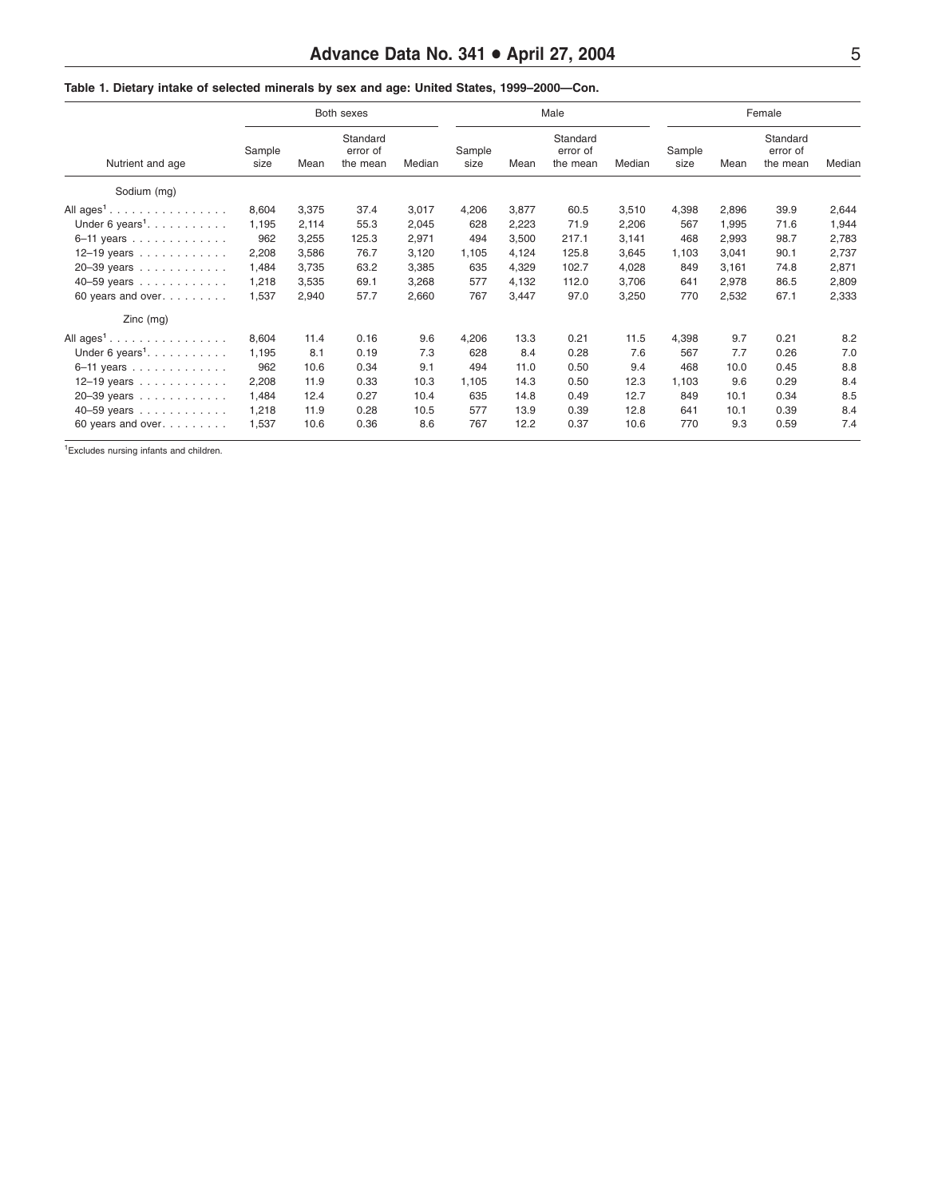**Table 1. Dietary intake of selected minerals by sex and age: United States, 1999–2000—Con.**

| Nutrient and age | Both sexes | | | | Male | | | | Female | | | |
|---|---|---|---|---|---|---|---|---|---|---|---|---|
| | Sample size | Mean | Standard error of the mean | Median | Sample size | Mean | Standard error of the mean | Median | Sample size | Mean | Standard error of the mean | Median |
| Sodium (mg) | | | | | | | | | | | | |
| All ages[1] | 8,604 | 3,375 | 37.4 | 3,017 | 4,206 | 3,877 | 60.5 | 3,510 | 4,398 | 2,896 | 39.9 | 2,644 |
| Under 6 years[1] | 1,195 | 2,114 | 55.3 | 2,045 | 628 | 2,223 | 71.9 | 2,206 | 567 | 1,995 | 71.6 | 1,944 |
| 6–11 years | 962 | 3,255 | 125.3 | 2,971 | 494 | 3,500 | 217.1 | 3,141 | 468 | 2,993 | 98.7 | 2,783 |
| 12–19 years | 2,208 | 3,586 | 76.7 | 3,120 | 1,105 | 4,124 | 125.8 | 3,645 | 1,103 | 3,041 | 90.1 | 2,737 |
| 20–39 years | 1,484 | 3,735 | 63.2 | 3,385 | 635 | 4,329 | 102.7 | 4,028 | 849 | 3,161 | 74.8 | 2,871 |
| 40–59 years | 1,218 | 3,535 | 69.1 | 3,268 | 577 | 4,132 | 112.0 | 3,706 | 641 | 2,978 | 86.5 | 2,809 |
| 60 years and over | 1,537 | 2,940 | 57.7 | 2,660 | 767 | 3,447 | 97.0 | 3,250 | 770 | 2,532 | 67.1 | 2,333 |
| Zinc (mg) | | | | | | | | | | | | |
| All ages[1] | 8,604 | 11.4 | 0.16 | 9.6 | 4,206 | 13.3 | 0.21 | 11.5 | 4,398 | 9.7 | 0.21 | 8.2 |
| Under 6 years[1] | 1,195 | 8.1 | 0.19 | 7.3 | 628 | 8.4 | 0.28 | 7.6 | 567 | 7.7 | 0.26 | 7.0 |
| 6–11 years | 962 | 10.6 | 0.34 | 9.1 | 494 | 11.0 | 0.50 | 9.4 | 468 | 10.0 | 0.45 | 8.8 |
| 12–19 years | 2,208 | 11.9 | 0.33 | 10.3 | 1,105 | 14.3 | 0.50 | 12.3 | 1,103 | 9.6 | 0.29 | 8.4 |
| 20–39 years | 1,484 | 12.4 | 0.27 | 10.4 | 635 | 14.8 | 0.49 | 12.7 | 849 | 10.1 | 0.34 | 8.5 |
| 40–59 years | 1,218 | 11.9 | 0.28 | 10.5 | 577 | 13.9 | 0.39 | 12.8 | 641 | 10.1 | 0.39 | 8.4 |
| 60 years and over | 1,537 | 10.6 | 0.36 | 8.6 | 767 | 12.2 | 0.37 | 10.6 | 770 | 9.3 | 0.59 | 7.4 |

[1]Excludes nursing infants and children.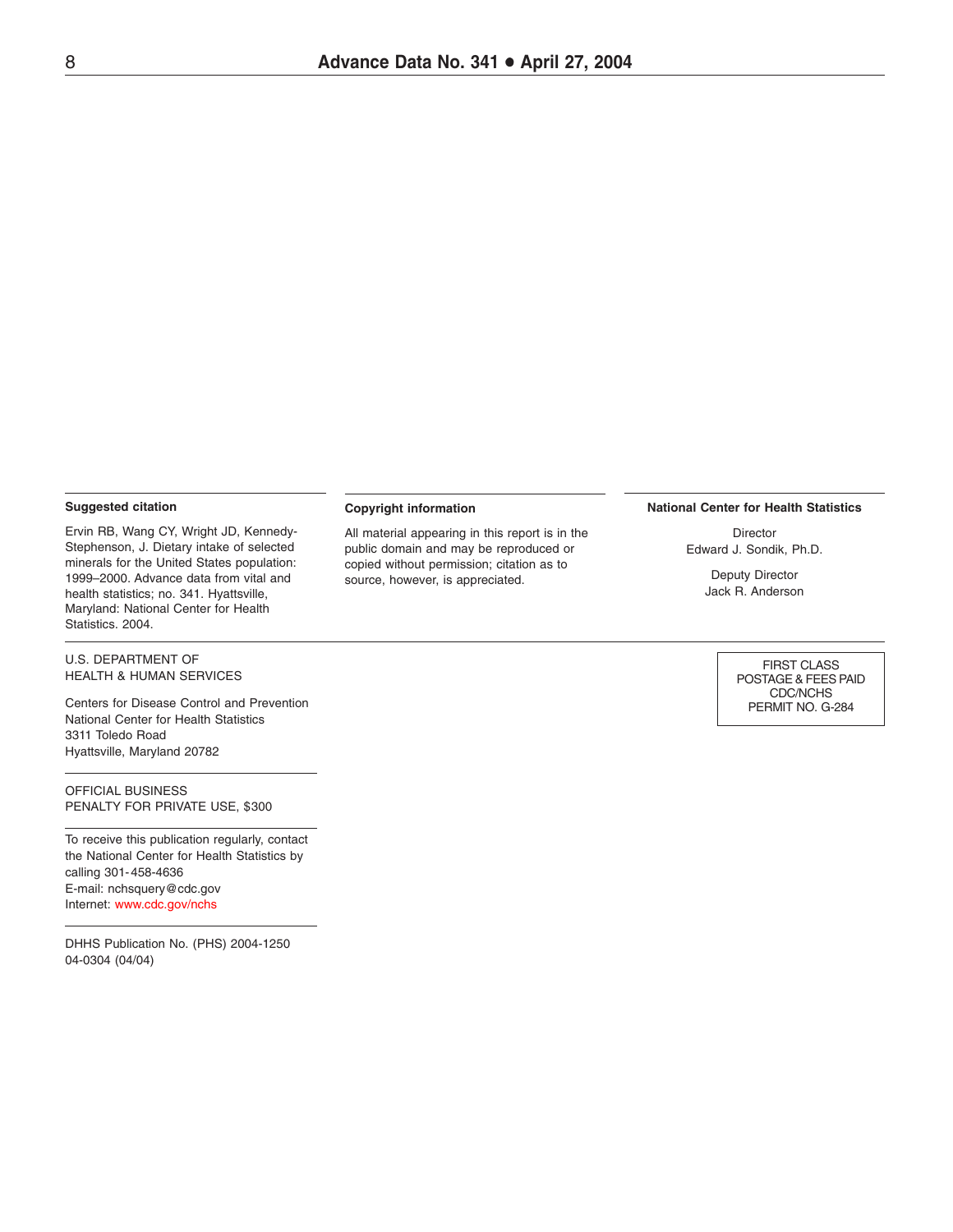### Suggested citation

Ervin RB, Wang CY, Wright JD, Kennedy-Stephenson, J. Dietary intake of selected minerals for the United States population: 1999–2000. Advance data from vital and health statistics; no. 341. Hyattsville, Maryland: National Center for Health Statistics. 2004.

### Copyright information

All material appearing in this report is in the public domain and may be reproduced or copied without permission; citation as to source, however, is appreciated.

### National Center for Health Statistics

Director
Edward J. Sondik, Ph.D.

Deputy Director
Jack R. Anderson

U.S. DEPARTMENT OF
HEALTH & HUMAN SERVICES

Centers for Disease Control and Prevention
National Center for Health Statistics
3311 Toledo Road
Hyattsville, Maryland 20782

OFFICIAL BUSINESS
PENALTY FOR PRIVATE USE, $300

To receive this publication regularly, contact the National Center for Health Statistics by calling 301-458-4636
E-mail: nchsquery@cdc.gov
Internet: www.cdc.gov/nchs

DHHS Publication No. (PHS) 2004-1250
04-0304 (04/04)

FIRST CLASS
POSTAGE & FEES PAID
CDC/NCHS
PERMIT NO. G-284